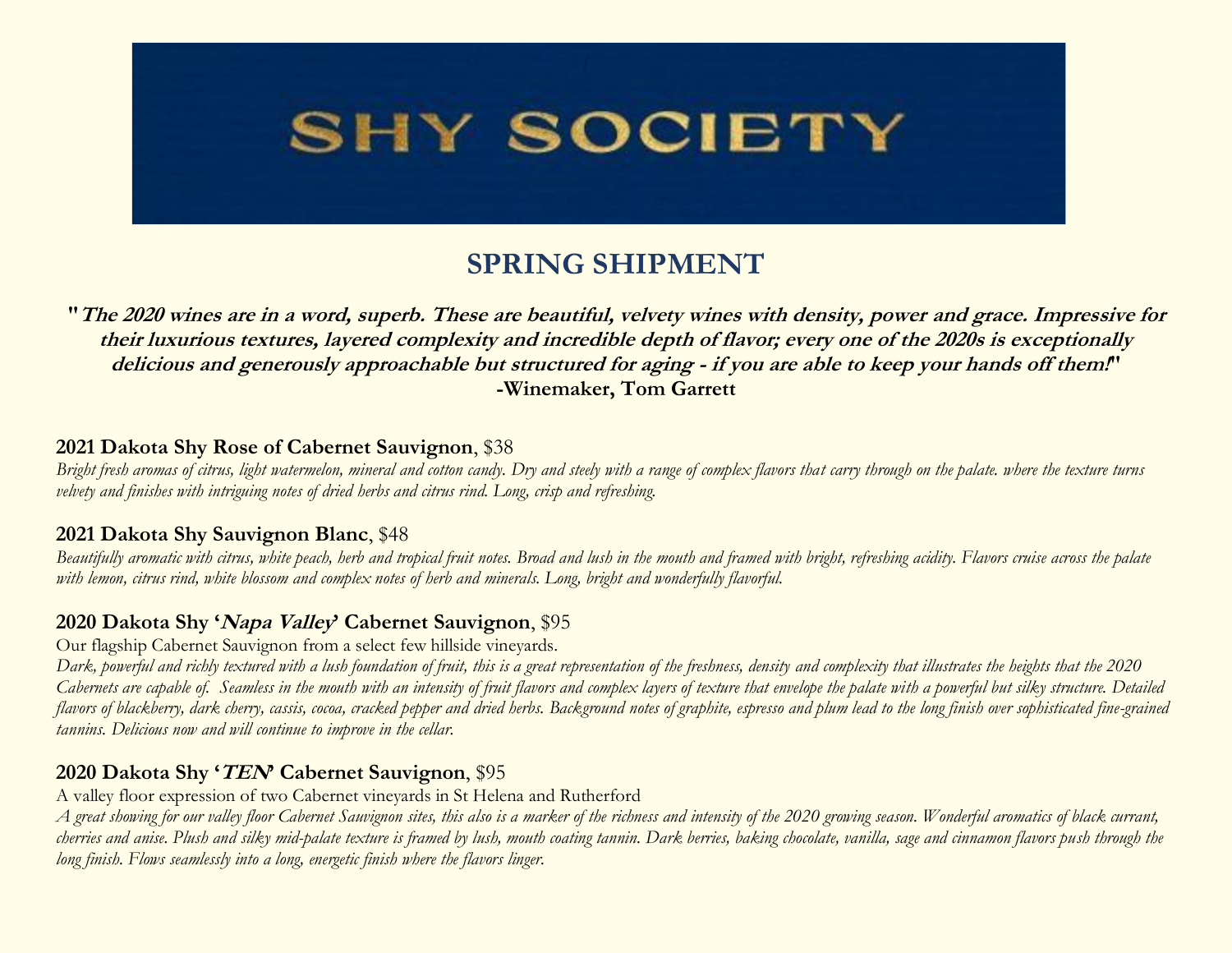# SHY SOCIETY

## SPRING SHIPMENT

***"The 2020 wines are in a word, superb. These are beautiful, velvety wines with density, power and grace. Impressive for their luxurious textures, layered complexity and incredible depth of flavor; every one of the 2020s is exceptionally delicious and generously approachable but structured for aging - if you are able to keep your hands off them!"***
**-Winemaker, Tom Garrett**

### 2021 Dakota Shy Rose of Cabernet Sauvignon, $38

*Bright fresh aromas of citrus, light watermelon, mineral and cotton candy. Dry and steely with a range of complex flavors that carry through on the palate. where the texture turns velvety and finishes with intriguing notes of dried herbs and citrus rind. Long, crisp and refreshing.*

### 2021 Dakota Shy Sauvignon Blanc, $48

*Beautifully aromatic with citrus, white peach, herb and tropical fruit notes. Broad and lush in the mouth and framed with bright, refreshing acidity. Flavors cruise across the palate with lemon, citrus rind, white blossom and complex notes of herb and minerals. Long, bright and wonderfully flavorful.*

### 2020 Dakota Shy '*Napa Valley*' Cabernet Sauvignon, $95

Our flagship Cabernet Sauvignon from a select few hillside vineyards.

*Dark, powerful and richly textured with a lush foundation of fruit, this is a great representation of the freshness, density and complexity that illustrates the heights that the 2020 Cabernets are capable of. Seamless in the mouth with an intensity of fruit flavors and complex layers of texture that envelope the palate with a powerful but silky structure. Detailed flavors of blackberry, dark cherry, cassis, cocoa, cracked pepper and dried herbs. Background notes of graphite, espresso and plum lead to the long finish over sophisticated fine-grained tannins. Delicious now and will continue to improve in the cellar.*

### 2020 Dakota Shy '*TEN*' Cabernet Sauvignon, $95

A valley floor expression of two Cabernet vineyards in St Helena and Rutherford

*A great showing for our valley floor Cabernet Sauvignon sites, this also is a marker of the richness and intensity of the 2020 growing season. Wonderful aromatics of black currant, cherries and anise. Plush and silky mid-palate texture is framed by lush, mouth coating tannin. Dark berries, baking chocolate, vanilla, sage and cinnamon flavors push through the long finish. Flows seamlessly into a long, energetic finish where the flavors linger.*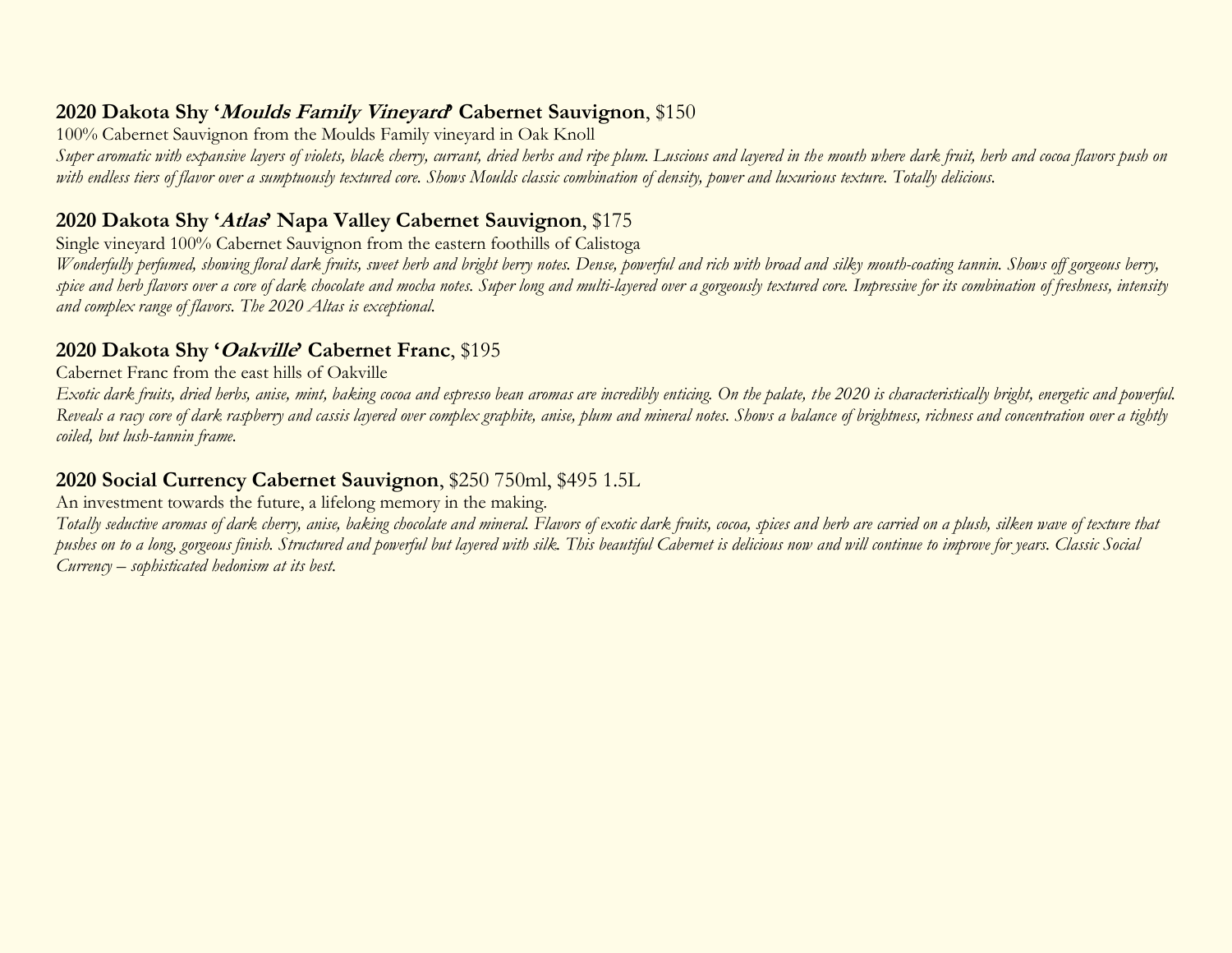**2020 Dakota Shy '*Moulds Family Vineyard*' Cabernet Sauvignon**, $150

100% Cabernet Sauvignon from the Moulds Family vineyard in Oak Knoll

*Super aromatic with expansive layers of violets, black cherry, currant, dried herbs and ripe plum. Luscious and layered in the mouth where dark fruit, herb and cocoa flavors push on with endless tiers of flavor over a sumptuously textured core. Shows Moulds classic combination of density, power and luxurious texture. Totally delicious.*

**2020 Dakota Shy '*Atlas*' Napa Valley Cabernet Sauvignon**, $175

Single vineyard 100% Cabernet Sauvignon from the eastern foothills of Calistoga

*Wonderfully perfumed, showing floral dark fruits, sweet herb and bright berry notes. Dense, powerful and rich with broad and silky mouth-coating tannin. Shows off gorgeous berry, spice and herb flavors over a core of dark chocolate and mocha notes. Super long and multi-layered over a gorgeously textured core. Impressive for its combination of freshness, intensity and complex range of flavors. The 2020 Altas is exceptional.*

**2020 Dakota Shy '*Oakville*' Cabernet Franc**, $195

Cabernet Franc from the east hills of Oakville

*Exotic dark fruits, dried herbs, anise, mint, baking cocoa and espresso bean aromas are incredibly enticing. On the palate, the 2020 is characteristically bright, energetic and powerful. Reveals a racy core of dark raspberry and cassis layered over complex graphite, anise, plum and mineral notes. Shows a balance of brightness, richness and concentration over a tightly coiled, but lush-tannin frame.*

**2020 Social Currency Cabernet Sauvignon**, $250 750ml, $495 1.5L

An investment towards the future, a lifelong memory in the making.

*Totally seductive aromas of dark cherry, anise, baking chocolate and mineral. Flavors of exotic dark fruits, cocoa, spices and herb are carried on a plush, silken wave of texture that pushes on to a long, gorgeous finish. Structured and powerful but layered with silk. This beautiful Cabernet is delicious now and will continue to improve for years. Classic Social Currency – sophisticated hedonism at its best.*